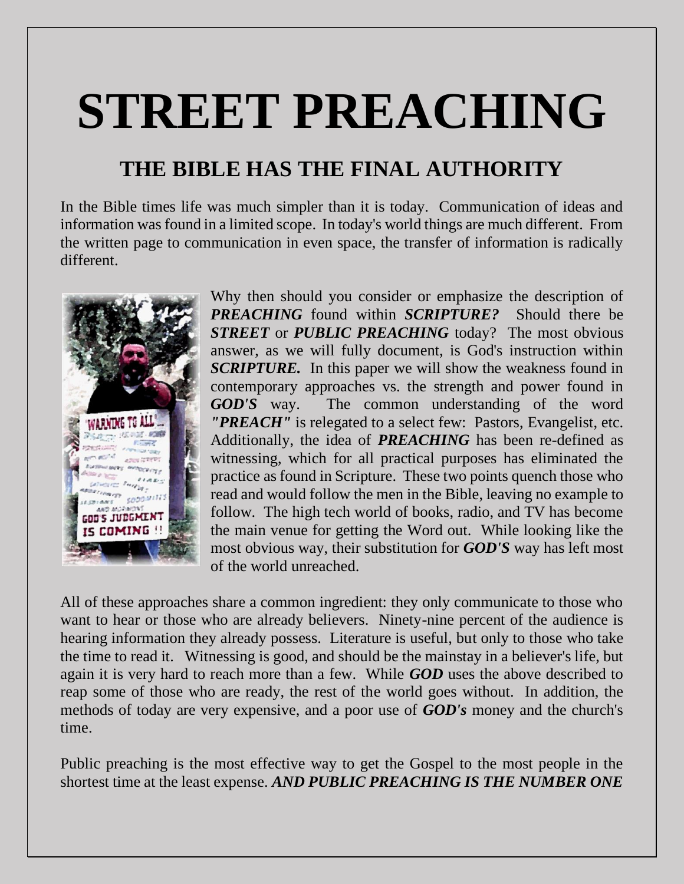# STREET PREACHING

## THE BIBLE HAS THE FINAL AUTHORITY

In the Bible times life was much simpler than it is today. Communication of ideas and information was found in a limited scope. In today's world things are much different. From the written page to communication in even space, the transfer of information is radically different.

Why then should you consider or emphasize the description of ***PREACHING*** found within ***SCRIPTURE?*** Should there be ***STREET*** or ***PUBLIC PREACHING*** today? The most obvious answer, as we will fully document, is God's instruction within ***SCRIPTURE.*** In this paper we will show the weakness found in contemporary approaches vs. the strength and power found in ***GOD'S*** way. The common understanding of the word ***"PREACH"*** is relegated to a select few: Pastors, Evangelist, etc. Additionally, the idea of ***PREACHING*** has been re-defined as witnessing, which for all practical purposes has eliminated the practice as found in Scripture. These two points quench those who read and would follow the men in the Bible, leaving no example to follow. The high tech world of books, radio, and TV has become the main venue for getting the Word out. While looking like the most obvious way, their substitution for ***GOD'S*** way has left most of the world unreached.

All of these approaches share a common ingredient: they only communicate to those who want to hear or those who are already believers. Ninety-nine percent of the audience is hearing information they already possess. Literature is useful, but only to those who take the time to read it. Witnessing is good, and should be the mainstay in a believer's life, but again it is very hard to reach more than a few. While ***GOD*** uses the above described to reap some of those who are ready, the rest of the world goes without. In addition, the methods of today are very expensive, and a poor use of ***GOD's*** money and the church's time.

Public preaching is the most effective way to get the Gospel to the most people in the shortest time at the least expense. ***AND PUBLIC PREACHING IS THE NUMBER ONE***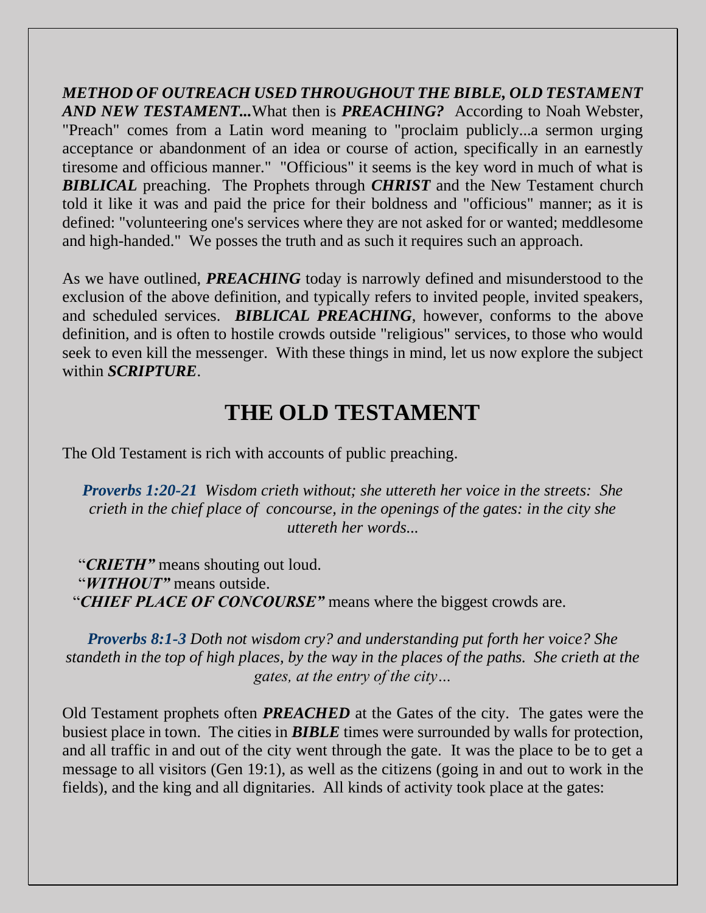***METHOD OF OUTREACH USED THROUGHOUT THE BIBLE, OLD TESTAMENT AND NEW TESTAMENT...***What then is ***PREACHING?*** According to Noah Webster, "Preach" comes from a Latin word meaning to "proclaim publicly...a sermon urging acceptance or abandonment of an idea or course of action, specifically in an earnestly tiresome and officious manner." "Officious" it seems is the key word in much of what is ***BIBLICAL*** preaching. The Prophets through ***CHRIST*** and the New Testament church told it like it was and paid the price for their boldness and "officious" manner; as it is defined: "volunteering one's services where they are not asked for or wanted; meddlesome and high-handed." We posses the truth and as such it requires such an approach.

As we have outlined, ***PREACHING*** today is narrowly defined and misunderstood to the exclusion of the above definition, and typically refers to invited people, invited speakers, and scheduled services. ***BIBLICAL PREACHING***, however, conforms to the above definition, and is often to hostile crowds outside "religious" services, to those who would seek to even kill the messenger. With these things in mind, let us now explore the subject within ***SCRIPTURE***.

## THE OLD TESTAMENT

The Old Testament is rich with accounts of public preaching.

***Proverbs 1:20-21*** *Wisdom crieth without; she uttereth her voice in the streets: She crieth in the chief place of concourse, in the openings of the gates: in the city she uttereth her words...*

"***CRIETH"*** means shouting out loud.
"***WITHOUT"*** means outside.
"***CHIEF PLACE OF CONCOURSE"*** means where the biggest crowds are.

***Proverbs 8:1-3*** *Doth not wisdom cry? and understanding put forth her voice? She standeth in the top of high places, by the way in the places of the paths. She crieth at the gates, at the entry of the city…*

Old Testament prophets often ***PREACHED*** at the Gates of the city. The gates were the busiest place in town. The cities in ***BIBLE*** times were surrounded by walls for protection, and all traffic in and out of the city went through the gate. It was the place to be to get a message to all visitors (Gen 19:1), as well as the citizens (going in and out to work in the fields), and the king and all dignitaries. All kinds of activity took place at the gates: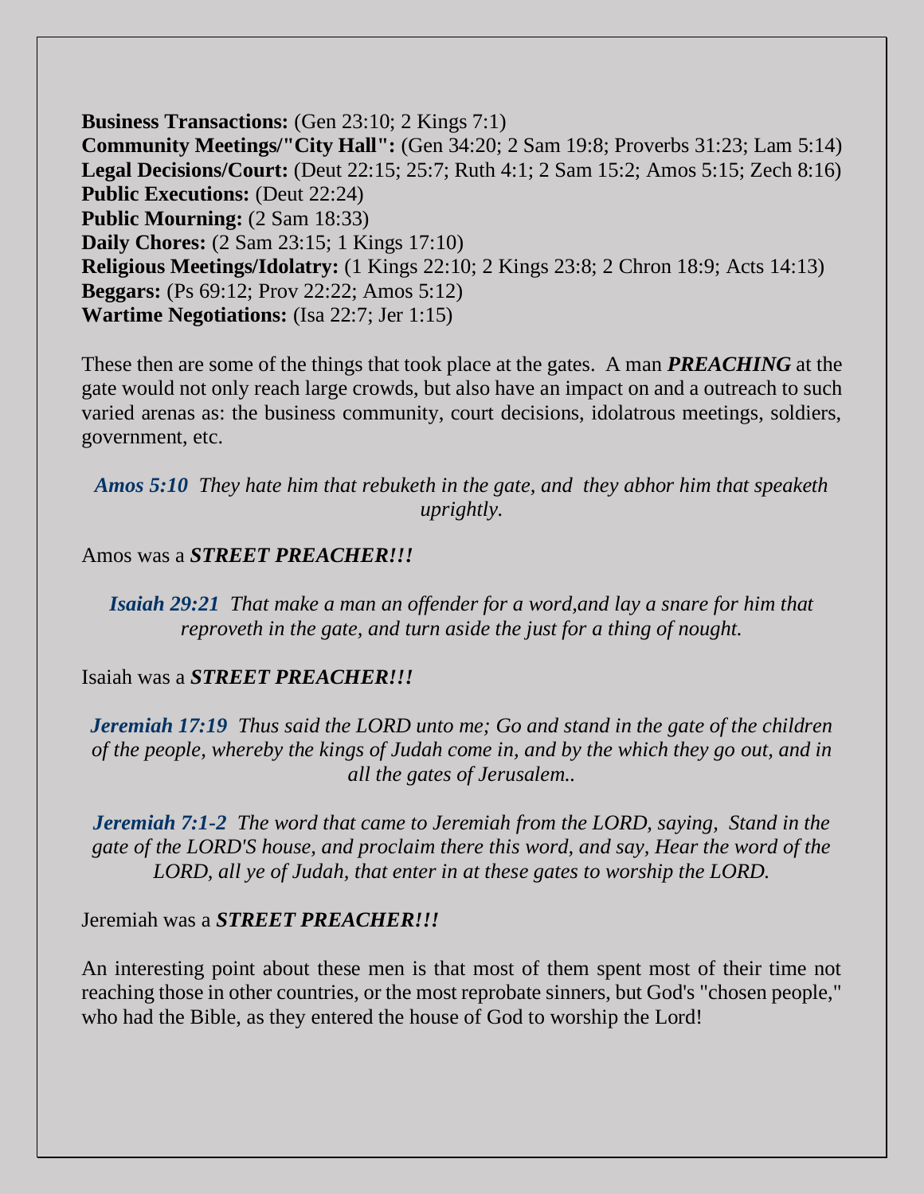**Business Transactions:** (Gen 23:10; 2 Kings 7:1)
**Community Meetings/"City Hall":** (Gen 34:20; 2 Sam 19:8; Proverbs 31:23; Lam 5:14)
**Legal Decisions/Court:** (Deut 22:15; 25:7; Ruth 4:1; 2 Sam 15:2; Amos 5:15; Zech 8:16)
**Public Executions:** (Deut 22:24)
**Public Mourning:** (2 Sam 18:33)
**Daily Chores:** (2 Sam 23:15; 1 Kings 17:10)
**Religious Meetings/Idolatry:** (1 Kings 22:10; 2 Kings 23:8; 2 Chron 18:9; Acts 14:13)
**Beggars:** (Ps 69:12; Prov 22:22; Amos 5:12)
**Wartime Negotiations:** (Isa 22:7; Jer 1:15)

These then are some of the things that took place at the gates. A man ***PREACHING*** at the gate would not only reach large crowds, but also have an impact on and a outreach to such varied arenas as: the business community, court decisions, idolatrous meetings, soldiers, government, etc.

***Amos 5:10*** *They hate him that rebuketh in the gate, and they abhor him that speaketh uprightly.*

Amos was a ***STREET PREACHER!!!***

***Isaiah 29:21*** *That make a man an offender for a word,and lay a snare for him that reproveth in the gate, and turn aside the just for a thing of nought.*

Isaiah was a ***STREET PREACHER!!!***

***Jeremiah 17:19*** *Thus said the LORD unto me; Go and stand in the gate of the children of the people, whereby the kings of Judah come in, and by the which they go out, and in all the gates of Jerusalem..*

***Jeremiah 7:1-2*** *The word that came to Jeremiah from the LORD, saying, Stand in the gate of the LORD'S house, and proclaim there this word, and say, Hear the word of the LORD, all ye of Judah, that enter in at these gates to worship the LORD.*

Jeremiah was a ***STREET PREACHER!!!***

An interesting point about these men is that most of them spent most of their time not reaching those in other countries, or the most reprobate sinners, but God's "chosen people," who had the Bible, as they entered the house of God to worship the Lord!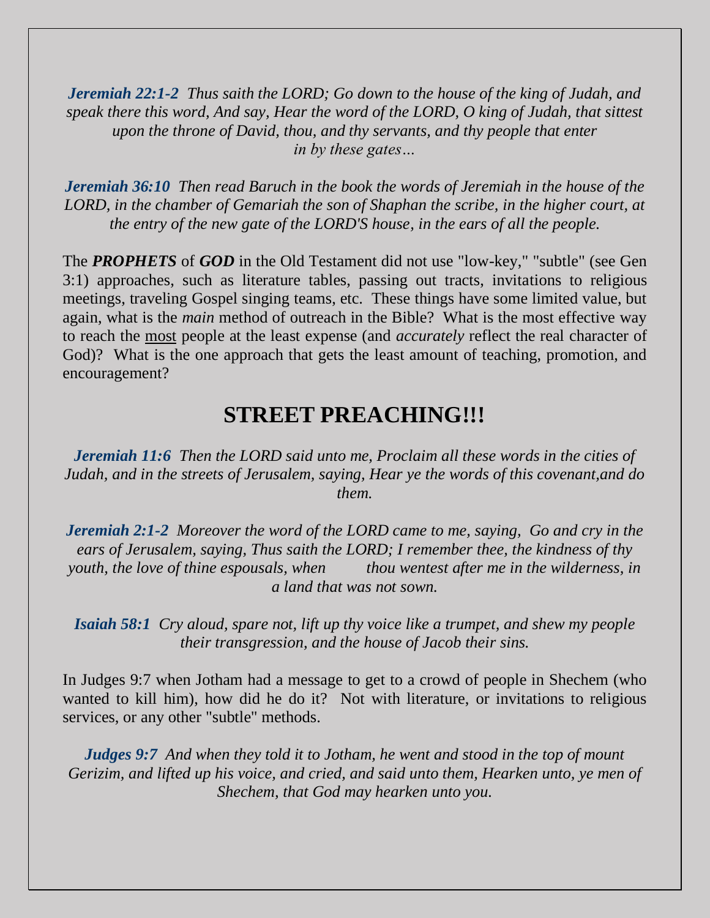*__Jeremiah 22:1-2__ Thus saith the LORD; Go down to the house of the king of Judah, and speak there this word, And say, Hear the word of the LORD, O king of Judah, that sittest upon the throne of David, thou, and thy servants, and thy people that enter in by these gates…*

*__Jeremiah 36:10__ Then read Baruch in the book the words of Jeremiah in the house of the LORD, in the chamber of Gemariah the son of Shaphan the scribe, in the higher court, at the entry of the new gate of the LORD'S house, in the ears of all the people.*

The ***PROPHETS*** of ***GOD*** in the Old Testament did not use "low-key," "subtle" (see Gen 3:1) approaches, such as literature tables, passing out tracts, invitations to religious meetings, traveling Gospel singing teams, etc. These things have some limited value, but again, what is the *main* method of outreach in the Bible? What is the most effective way to reach the <u>most</u> people at the least expense (and *accurately* reflect the real character of God)? What is the one approach that gets the least amount of teaching, promotion, and encouragement?

## STREET PREACHING!!!

*__Jeremiah 11:6__ Then the LORD said unto me, Proclaim all these words in the cities of Judah, and in the streets of Jerusalem, saying, Hear ye the words of this covenant,and do them.*

*__Jeremiah 2:1-2__ Moreover the word of the LORD came to me, saying, Go and cry in the ears of Jerusalem, saying, Thus saith the LORD; I remember thee, the kindness of thy youth, the love of thine espousals, when thou wentest after me in the wilderness, in a land that was not sown.*

*__Isaiah 58:1__ Cry aloud, spare not, lift up thy voice like a trumpet, and shew my people their transgression, and the house of Jacob their sins.*

In Judges 9:7 when Jotham had a message to get to a crowd of people in Shechem (who wanted to kill him), how did he do it? Not with literature, or invitations to religious services, or any other "subtle" methods.

*__Judges 9:7__ And when they told it to Jotham, he went and stood in the top of mount Gerizim, and lifted up his voice, and cried, and said unto them, Hearken unto, ye men of Shechem, that God may hearken unto you.*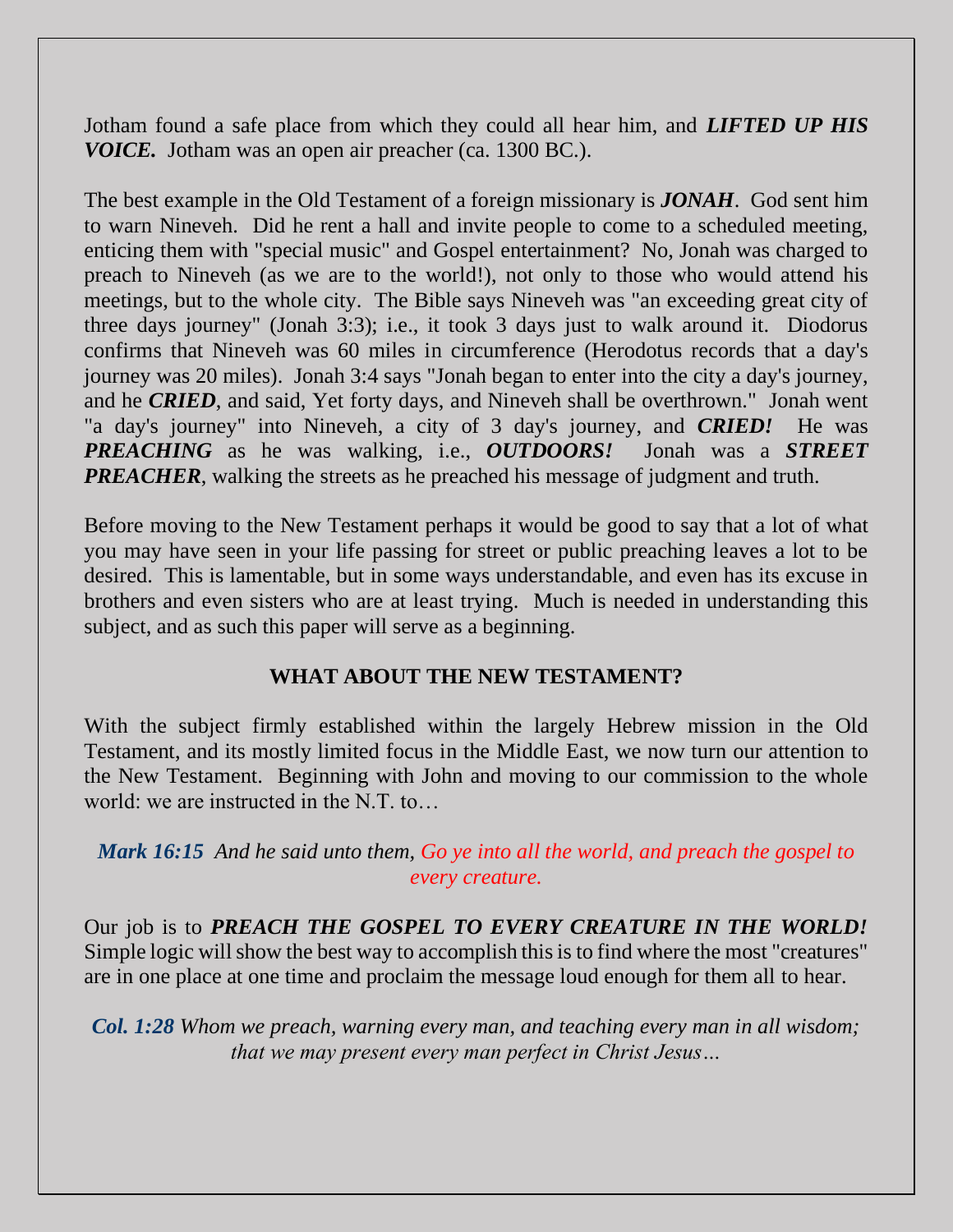Jotham found a safe place from which they could all hear him, and ***LIFTED UP HIS VOICE.*** Jotham was an open air preacher (ca. 1300 BC.).

The best example in the Old Testament of a foreign missionary is ***JONAH***. God sent him to warn Nineveh. Did he rent a hall and invite people to come to a scheduled meeting, enticing them with "special music" and Gospel entertainment? No, Jonah was charged to preach to Nineveh (as we are to the world!), not only to those who would attend his meetings, but to the whole city. The Bible says Nineveh was "an exceeding great city of three days journey" (Jonah 3:3); i.e., it took 3 days just to walk around it. Diodorus confirms that Nineveh was 60 miles in circumference (Herodotus records that a day's journey was 20 miles). Jonah 3:4 says "Jonah began to enter into the city a day's journey, and he ***CRIED***, and said, Yet forty days, and Nineveh shall be overthrown." Jonah went "a day's journey" into Nineveh, a city of 3 day's journey, and ***CRIED!*** He was ***PREACHING*** as he was walking, i.e., ***OUTDOORS!*** Jonah was a ***STREET PREACHER***, walking the streets as he preached his message of judgment and truth.

Before moving to the New Testament perhaps it would be good to say that a lot of what you may have seen in your life passing for street or public preaching leaves a lot to be desired. This is lamentable, but in some ways understandable, and even has its excuse in brothers and even sisters who are at least trying. Much is needed in understanding this subject, and as such this paper will serve as a beginning.

## WHAT ABOUT THE NEW TESTAMENT?

With the subject firmly established within the largely Hebrew mission in the Old Testament, and its mostly limited focus in the Middle East, we now turn our attention to the New Testament. Beginning with John and moving to our commission to the whole world: we are instructed in the N.T. to…

> ***Mark 16:15*** *And he said unto them, Go ye into all the world, and preach the gospel to every creature.*

Our job is to ***PREACH THE GOSPEL TO EVERY CREATURE IN THE WORLD!*** Simple logic will show the best way to accomplish this is to find where the most "creatures" are in one place at one time and proclaim the message loud enough for them all to hear.

> ***Col. 1:28*** *Whom we preach, warning every man, and teaching every man in all wisdom; that we may present every man perfect in Christ Jesus…*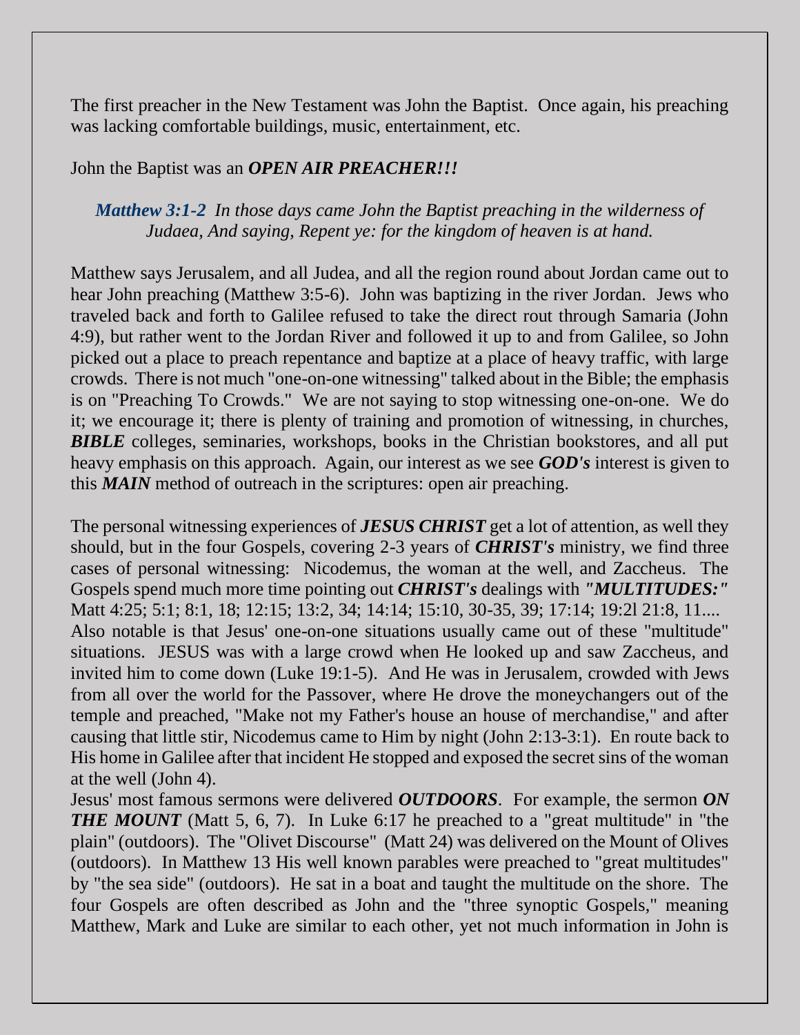The first preacher in the New Testament was John the Baptist. Once again, his preaching was lacking comfortable buildings, music, entertainment, etc.

John the Baptist was an ***OPEN AIR PREACHER!!!***

> ***Matthew 3:1-2*** *In those days came John the Baptist preaching in the wilderness of Judaea, And saying, Repent ye: for the kingdom of heaven is at hand.*

Matthew says Jerusalem, and all Judea, and all the region round about Jordan came out to hear John preaching (Matthew 3:5-6). John was baptizing in the river Jordan. Jews who traveled back and forth to Galilee refused to take the direct rout through Samaria (John 4:9), but rather went to the Jordan River and followed it up to and from Galilee, so John picked out a place to preach repentance and baptize at a place of heavy traffic, with large crowds. There is not much "one-on-one witnessing" talked about in the Bible; the emphasis is on "Preaching To Crowds." We are not saying to stop witnessing one-on-one. We do it; we encourage it; there is plenty of training and promotion of witnessing, in churches, ***BIBLE*** colleges, seminaries, workshops, books in the Christian bookstores, and all put heavy emphasis on this approach. Again, our interest as we see ***GOD's*** interest is given to this ***MAIN*** method of outreach in the scriptures: open air preaching.

The personal witnessing experiences of ***JESUS CHRIST*** get a lot of attention, as well they should, but in the four Gospels, covering 2-3 years of ***CHRIST's*** ministry, we find three cases of personal witnessing: Nicodemus, the woman at the well, and Zaccheus. The Gospels spend much more time pointing out ***CHRIST's*** dealings with ***"MULTITUDES:"*** Matt 4:25; 5:1; 8:1, 18; 12:15; 13:2, 34; 14:14; 15:10, 30-35, 39; 17:14; 19:2l 21:8, 11.... Also notable is that Jesus' one-on-one situations usually came out of these "multitude" situations. JESUS was with a large crowd when He looked up and saw Zaccheus, and invited him to come down (Luke 19:1-5). And He was in Jerusalem, crowded with Jews from all over the world for the Passover, where He drove the moneychangers out of the temple and preached, "Make not my Father's house an house of merchandise," and after causing that little stir, Nicodemus came to Him by night (John 2:13-3:1). En route back to His home in Galilee after that incident He stopped and exposed the secret sins of the woman at the well (John 4).

Jesus' most famous sermons were delivered ***OUTDOORS***. For example, the sermon ***ON THE MOUNT*** (Matt 5, 6, 7). In Luke 6:17 he preached to a "great multitude" in "the plain" (outdoors). The "Olivet Discourse" (Matt 24) was delivered on the Mount of Olives (outdoors). In Matthew 13 His well known parables were preached to "great multitudes" by "the sea side" (outdoors). He sat in a boat and taught the multitude on the shore. The four Gospels are often described as John and the "three synoptic Gospels," meaning Matthew, Mark and Luke are similar to each other, yet not much information in John is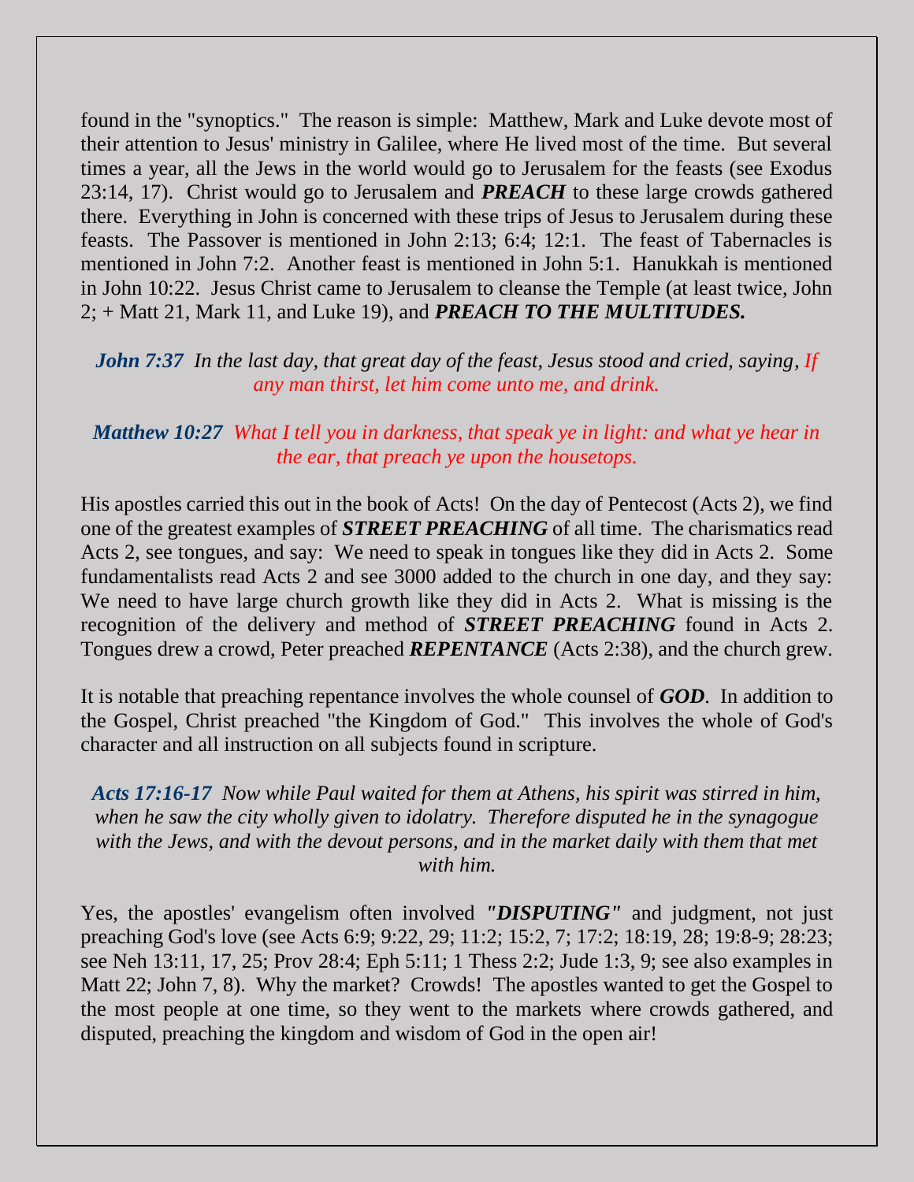found in the "synoptics." The reason is simple: Matthew, Mark and Luke devote most of their attention to Jesus' ministry in Galilee, where He lived most of the time. But several times a year, all the Jews in the world would go to Jerusalem for the feasts (see Exodus 23:14, 17). Christ would go to Jerusalem and ***PREACH*** to these large crowds gathered there. Everything in John is concerned with these trips of Jesus to Jerusalem during these feasts. The Passover is mentioned in John 2:13; 6:4; 12:1. The feast of Tabernacles is mentioned in John 7:2. Another feast is mentioned in John 5:1. Hanukkah is mentioned in John 10:22. Jesus Christ came to Jerusalem to cleanse the Temple (at least twice, John 2; + Matt 21, Mark 11, and Luke 19), and ***PREACH TO THE MULTITUDES.***

> ***John 7:37*** *In the last day, that great day of the feast, Jesus stood and cried, saying, If any man thirst, let him come unto me, and drink.*

> ***Matthew 10:27*** *What I tell you in darkness, that speak ye in light: and what ye hear in the ear, that preach ye upon the housetops.*

His apostles carried this out in the book of Acts! On the day of Pentecost (Acts 2), we find one of the greatest examples of ***STREET PREACHING*** of all time. The charismatics read Acts 2, see tongues, and say: We need to speak in tongues like they did in Acts 2. Some fundamentalists read Acts 2 and see 3000 added to the church in one day, and they say: We need to have large church growth like they did in Acts 2. What is missing is the recognition of the delivery and method of ***STREET PREACHING*** found in Acts 2. Tongues drew a crowd, Peter preached ***REPENTANCE*** (Acts 2:38), and the church grew.

It is notable that preaching repentance involves the whole counsel of ***GOD***. In addition to the Gospel, Christ preached "the Kingdom of God." This involves the whole of God's character and all instruction on all subjects found in scripture.

> ***Acts 17:16-17*** *Now while Paul waited for them at Athens, his spirit was stirred in him, when he saw the city wholly given to idolatry. Therefore disputed he in the synagogue with the Jews, and with the devout persons, and in the market daily with them that met with him.*

Yes, the apostles' evangelism often involved ***"DISPUTING"*** and judgment, not just preaching God's love (see Acts 6:9; 9:22, 29; 11:2; 15:2, 7; 17:2; 18:19, 28; 19:8-9; 28:23; see Neh 13:11, 17, 25; Prov 28:4; Eph 5:11; 1 Thess 2:2; Jude 1:3, 9; see also examples in Matt 22; John 7, 8). Why the market? Crowds! The apostles wanted to get the Gospel to the most people at one time, so they went to the markets where crowds gathered, and disputed, preaching the kingdom and wisdom of God in the open air!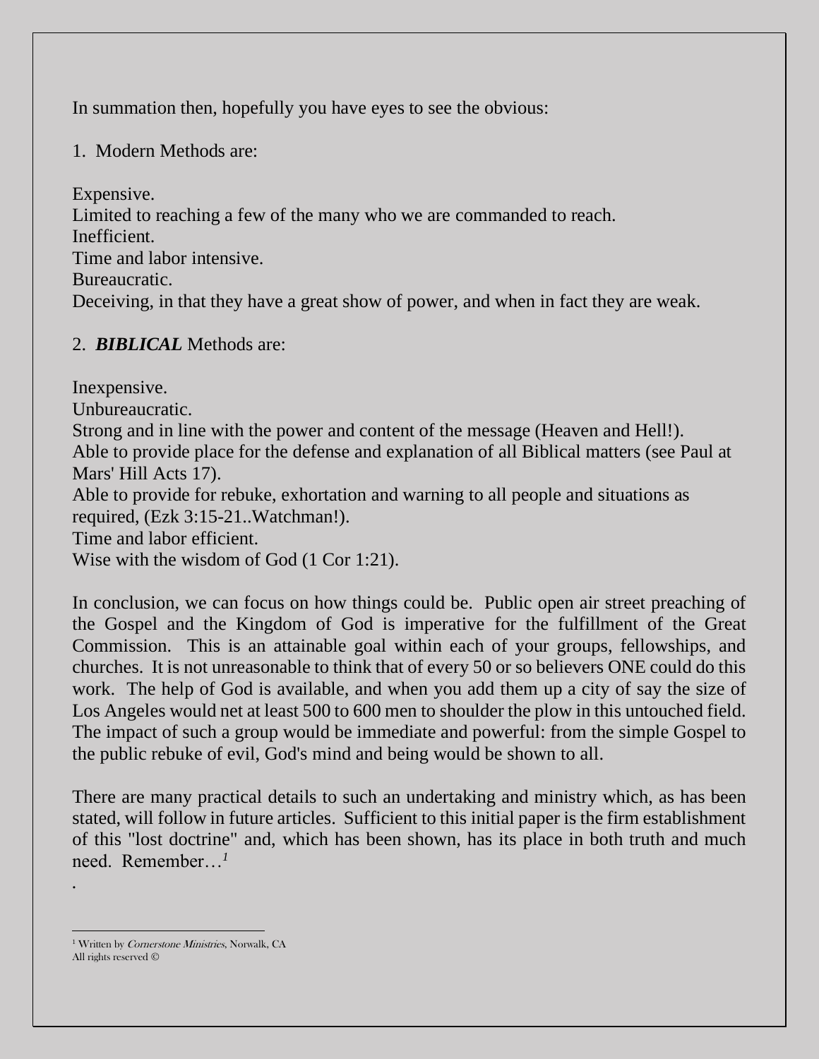In summation then, hopefully you have eyes to see the obvious:

1. Modern Methods are:

Expensive.
Limited to reaching a few of the many who we are commanded to reach.
Inefficient.
Time and labor intensive.
Bureaucratic.
Deceiving, in that they have a great show of power, and when in fact they are weak.

2. ***BIBLICAL*** Methods are:

Inexpensive.
Unbureaucratic.
Strong and in line with the power and content of the message (Heaven and Hell!).
Able to provide place for the defense and explanation of all Biblical matters (see Paul at Mars' Hill Acts 17).
Able to provide for rebuke, exhortation and warning to all people and situations as required, (Ezk 3:15-21..Watchman!).
Time and labor efficient.
Wise with the wisdom of God (1 Cor 1:21).

In conclusion, we can focus on how things could be. Public open air street preaching of the Gospel and the Kingdom of God is imperative for the fulfillment of the Great Commission. This is an attainable goal within each of your groups, fellowships, and churches. It is not unreasonable to think that of every 50 or so believers ONE could do this work. The help of God is available, and when you add them up a city of say the size of Los Angeles would net at least 500 to 600 men to shoulder the plow in this untouched field. The impact of such a group would be immediate and powerful: from the simple Gospel to the public rebuke of evil, God's mind and being would be shown to all.

There are many practical details to such an undertaking and ministry which, as has been stated, will follow in future articles. Sufficient to this initial paper is the firm establishment of this "lost doctrine" and, which has been shown, has its place in both truth and much need. Remember…[1]

.

[1] Written by *Cornerstone Ministries*, Norwalk, CA
All rights reserved ©